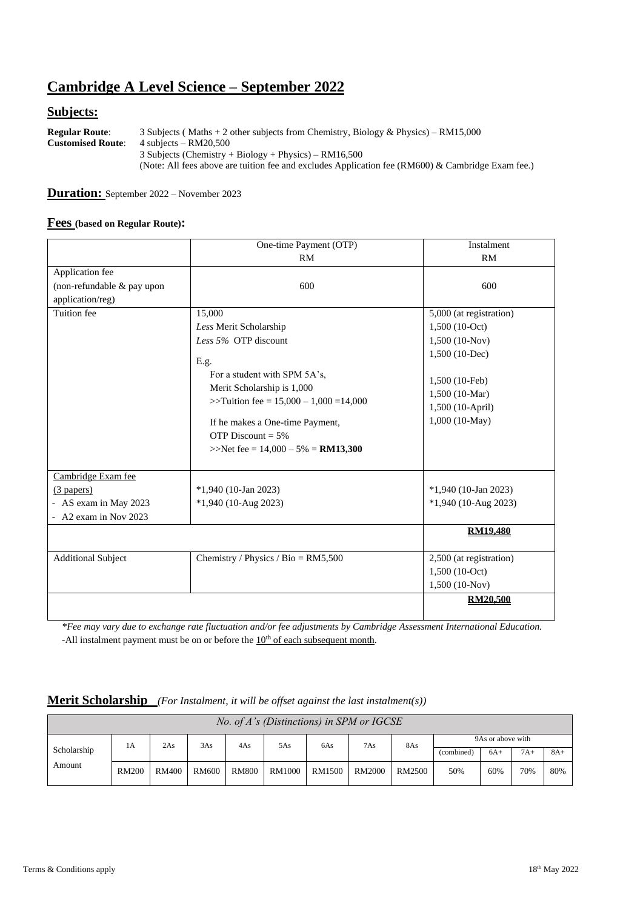# Cambridge A Level Science – September 2022

## Subjects:

**Regular Route**: 3 Subjects ( Maths + 2 other subjects from Chemistry, Biology & Physics) – RM15,000
**Customised Route**: 4 subjects – RM20,500
3 Subjects (Chemistry + Biology + Physics) – RM16,500
(Note: All fees above are tuition fee and excludes Application fee (RM600) & Cambridge Exam fee.)

## Duration: September 2022 – November 2023

## Fees (based on Regular Route):

| | One-time Payment (OTP)<br>RM | Instalment<br>RM |
|---|---|---|
| Application fee (non-refundable & pay upon application/reg) | 600 | 600 |
| Tuition fee | 15,000<br>*Less* Merit Scholarship<br>*Less 5%* OTP discount<br><br>E.g.<br>For a student with SPM 5A's,<br>Merit Scholarship is 1,000<br>>>Tuition fee = 15,000 – 1,000 =14,000<br><br>If he makes a One-time Payment,<br>OTP Discount = 5%<br>>>Net fee = 14,000 – 5% = **RM13,300** | 5,000 (at registration)<br>1,500 (10-Oct)<br>1,500 (10-Nov)<br>1,500 (10-Dec)<br><br>1,500 (10-Feb)<br>1,500 (10-Mar)<br>1,500 (10-April)<br>1,000 (10-May) |
| Cambridge Exam fee (3 papers)<br>- AS exam in May 2023<br>- A2 exam in Nov 2023 | *1,940 (10-Jan 2023)<br>*1,940 (10-Aug 2023) | *1,940 (10-Jan 2023)<br>*1,940 (10-Aug 2023) |
| | | **RM19,480** |
| Additional Subject | Chemistry / Physics / Bio = RM5,500 | 2,500 (at registration)<br>1,500 (10-Oct)<br>1,500 (10-Nov) |
| | | **RM20,500** |

*\*Fee may vary due to exchange rate fluctuation and/or fee adjustments by Cambridge Assessment International Education.*
-All instalment payment must be on or before the 10th of each subsequent month.

## Merit Scholarship *(For Instalment, it will be offset against the last instalment(s))*

| | *No. of A's (Distinctions) in SPM or IGCSE* | | | | | | | | | | | |
|---|---|---|---|---|---|---|---|---|---|---|---|---|
| Scholarship Amount | 1A | 2As | 3As | 4As | 5As | 6As | 7As | 8As | 9As or above with | | | |
| | | | | | | | | | (combined) | 6A+ | 7A+ | 8A+ |
| | RM200 | RM400 | RM600 | RM800 | RM1000 | RM1500 | RM2000 | RM2500 | 50% | 60% | 70% | 80% |

Terms & Conditions apply

18th May 2022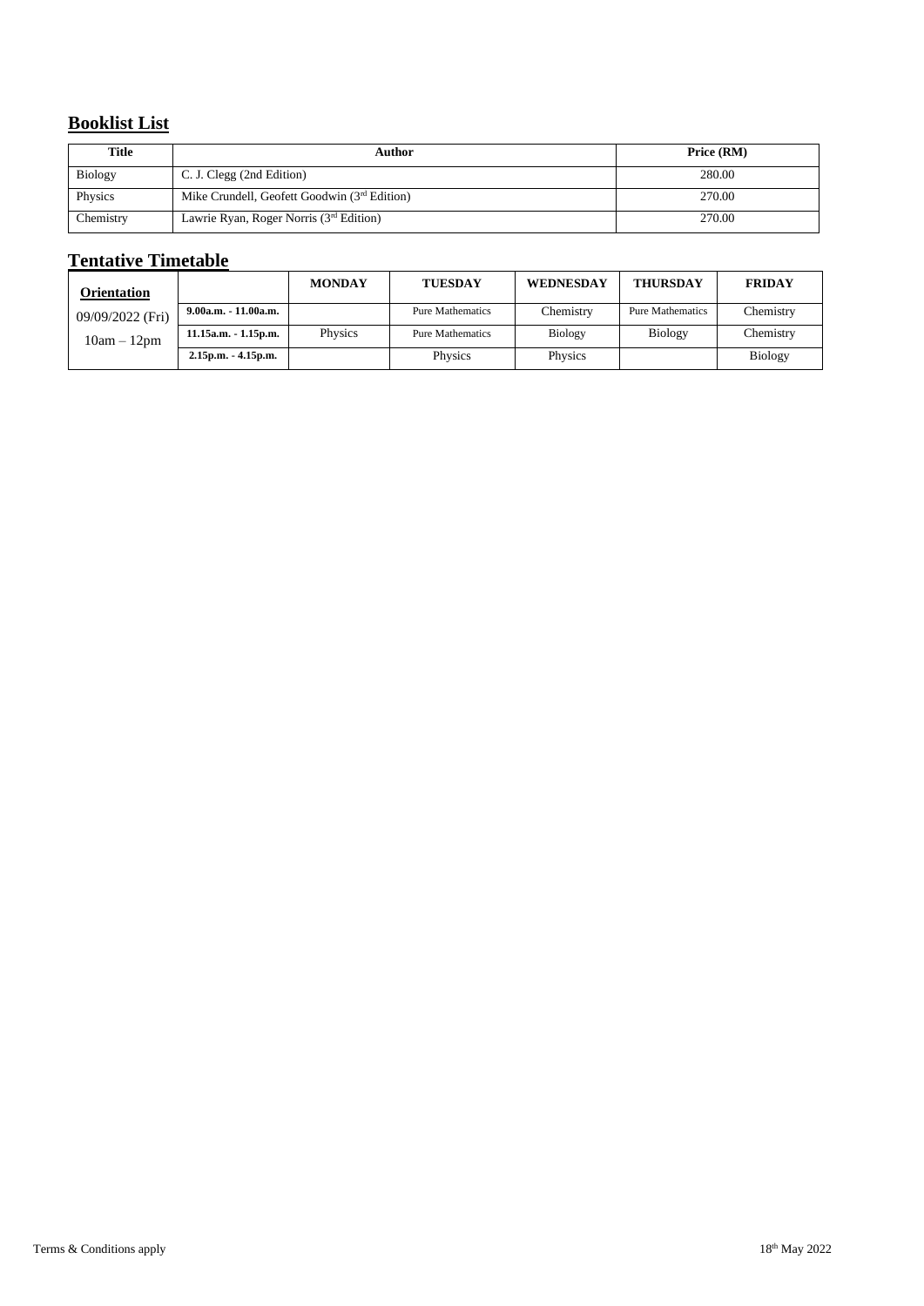## Booklist List

| Title | Author | Price (RM) |
| --- | --- | --- |
| Biology | C. J. Clegg (2nd Edition) | 280.00 |
| Physics | Mike Crundell, Geofett Goodwin (3rd Edition) | 270.00 |
| Chemistry | Lawrie Ryan, Roger Norris (3rd Edition) | 270.00 |

## Tentative Timetable

| **Orientation** | | MONDAY | TUESDAY | WEDNESDAY | THURSDAY | FRIDAY |
| --- | --- | --- | --- | --- | --- | --- |
| 09/09/2022 (Fri) | 9.00a.m. - 11.00a.m. | | Pure Mathematics | Chemistry | Pure Mathematics | Chemistry |
| 10am – 12pm | 11.15a.m. - 1.15p.m. | Physics | Pure Mathematics | Biology | Biology | Chemistry |
| | 2.15p.m. - 4.15p.m. | | Physics | Physics | | Biology |

Terms & Conditions apply

18th May 2022